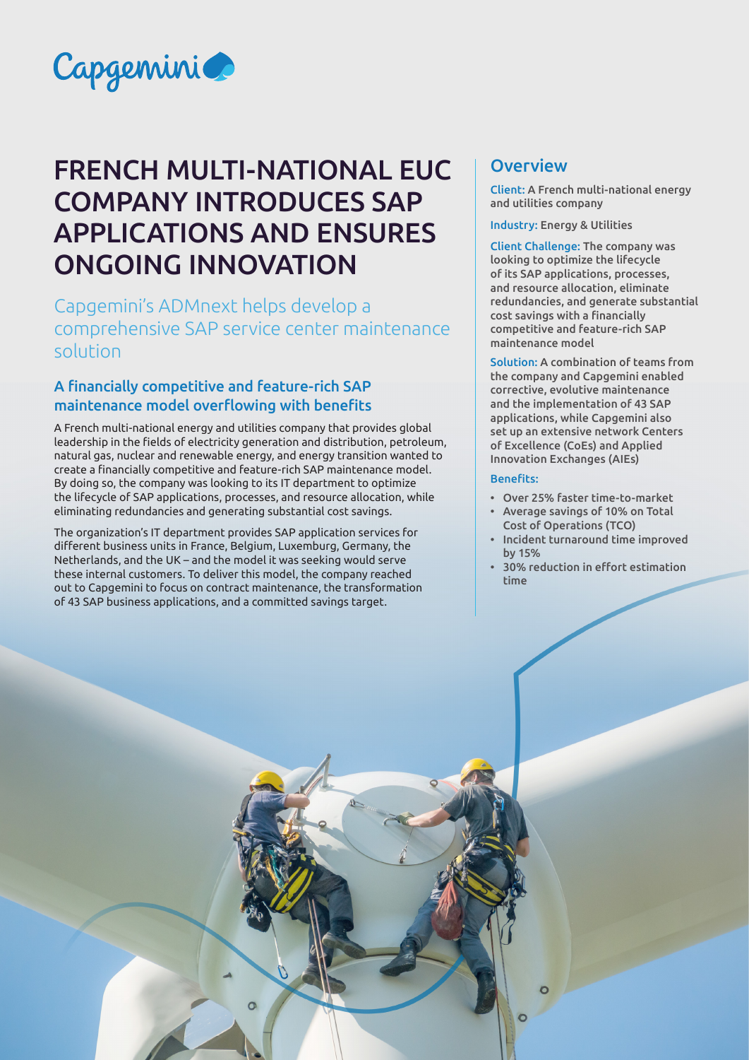# FRENCH MULTI-NATIONAL EUC COMPANY INTRODUCES SAP APPLICATIONS AND ENSURES ONGOING INNOVATION

Capgemini's ADMnext helps develop a comprehensive SAP service center maintenance solution

## A financially competitive and feature-rich SAP maintenance model overflowing with benefits

A French multi-national energy and utilities company that provides global leadership in the fields of electricity generation and distribution, petroleum, natural gas, nuclear and renewable energy, and energy transition wanted to create a financially competitive and feature-rich SAP maintenance model. By doing so, the company was looking to its IT department to optimize the lifecycle of SAP applications, processes, and resource allocation, while eliminating redundancies and generating substantial cost savings.

The organization's IT department provides SAP application services for different business units in France, Belgium, Luxemburg, Germany, the Netherlands, and the UK – and the model it was seeking would serve these internal customers. To deliver this model, the company reached out to Capgemini to focus on contract maintenance, the transformation of 43 SAP business applications, and a committed savings target.

## Overview

**Client:** A French multi-national energy and utilities company

**Industry:** Energy & Utilities

**Client Challenge:** The company was looking to optimize the lifecycle of its SAP applications, processes, and resource allocation, eliminate redundancies, and generate substantial cost savings with a financially competitive and feature-rich SAP maintenance model

**Solution:** A combination of teams from the company and Capgemini enabled corrective, evolutive maintenance and the implementation of 43 SAP applications, while Capgemini also set up an extensive network Centers of Excellence (CoEs) and Applied Innovation Exchanges (AIEs)

**Benefits:**

- Over 25% faster time-to-market
- Average savings of 10% on Total Cost of Operations (TCO)
- Incident turnaround time improved by 15%
- 30% reduction in effort estimation time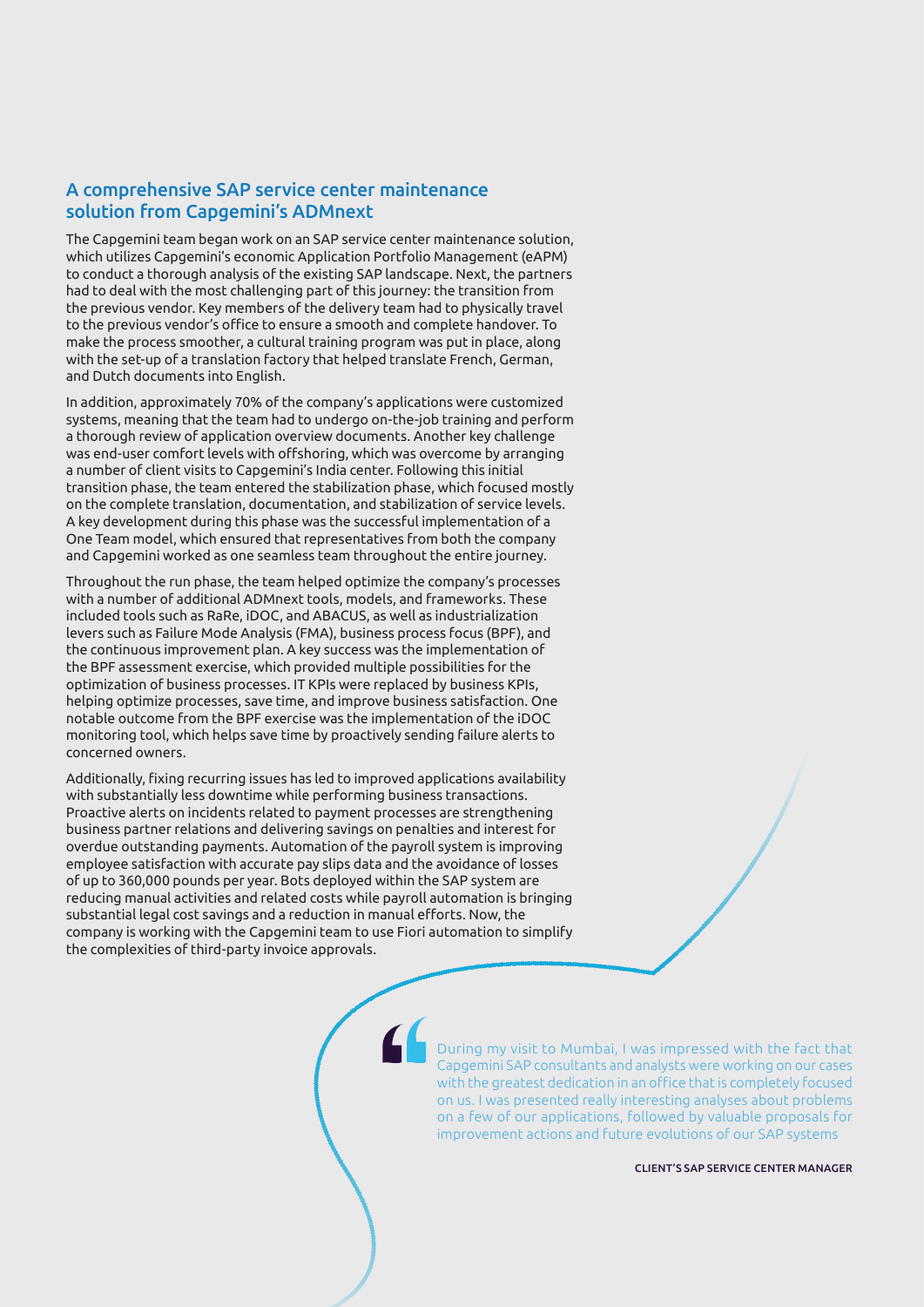## A comprehensive SAP service center maintenance solution from Capgemini's ADMnext

The Capgemini team began work on an SAP service center maintenance solution, which utilizes Capgemini's economic Application Portfolio Management (eAPM) to conduct a thorough analysis of the existing SAP landscape. Next, the partners had to deal with the most challenging part of this journey: the transition from the previous vendor. Key members of the delivery team had to physically travel to the previous vendor's office to ensure a smooth and complete handover. To make the process smoother, a cultural training program was put in place, along with the set-up of a translation factory that helped translate French, German, and Dutch documents into English.

In addition, approximately 70% of the company's applications were customized systems, meaning that the team had to undergo on-the-job training and perform a thorough review of application overview documents. Another key challenge was end-user comfort levels with offshoring, which was overcome by arranging a number of client visits to Capgemini's India center. Following this initial transition phase, the team entered the stabilization phase, which focused mostly on the complete translation, documentation, and stabilization of service levels. A key development during this phase was the successful implementation of a One Team model, which ensured that representatives from both the company and Capgemini worked as one seamless team throughout the entire journey.

Throughout the run phase, the team helped optimize the company's processes with a number of additional ADMnext tools, models, and frameworks. These included tools such as RaRe, iDOC, and ABACUS, as well as industrialization levers such as Failure Mode Analysis (FMA), business process focus (BPF), and the continuous improvement plan. A key success was the implementation of the BPF assessment exercise, which provided multiple possibilities for the optimization of business processes. IT KPIs were replaced by business KPIs, helping optimize processes, save time, and improve business satisfaction. One notable outcome from the BPF exercise was the implementation of the iDOC monitoring tool, which helps save time by proactively sending failure alerts to concerned owners.

Additionally, fixing recurring issues has led to improved applications availability with substantially less downtime while performing business transactions. Proactive alerts on incidents related to payment processes are strengthening business partner relations and delivering savings on penalties and interest for overdue outstanding payments. Automation of the payroll system is improving employee satisfaction with accurate pay slips data and the avoidance of losses of up to 360,000 pounds per year. Bots deployed within the SAP system are reducing manual activities and related costs while payroll automation is bringing substantial legal cost savings and a reduction in manual efforts. Now, the company is working with the Capgemini team to use Fiori automation to simplify the complexities of third-party invoice approvals.

> During my visit to Mumbai, I was impressed with the fact that Capgemini SAP consultants and analysts were working on our cases with the greatest dedication in an office that is completely focused on us. I was presented really interesting analyses about problems on a few of our applications, followed by valuable proposals for improvement actions and future evolutions of our SAP systems
>
> **CLIENT'S SAP SERVICE CENTER MANAGER**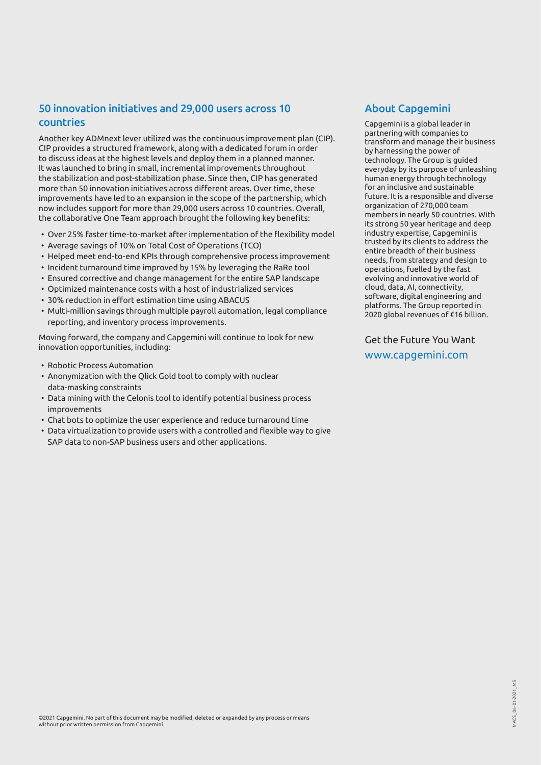## 50 innovation initiatives and 29,000 users across 10 countries

Another key ADMnext lever utilized was the continuous improvement plan (CIP). CIP provides a structured framework, along with a dedicated forum in order to discuss ideas at the highest levels and deploy them in a planned manner. It was launched to bring in small, incremental improvements throughout the stabilization and post-stabilization phase. Since then, CIP has generated more than 50 innovation initiatives across different areas. Over time, these improvements have led to an expansion in the scope of the partnership, which now includes support for more than 29,000 users across 10 countries. Overall, the collaborative One Team approach brought the following key benefits:

- Over 25% faster time-to-market after implementation of the flexibility model
- Average savings of 10% on Total Cost of Operations (TCO)
- Helped meet end-to-end KPIs through comprehensive process improvement
- Incident turnaround time improved by 15% by leveraging the RaRe tool
- Ensured corrective and change management for the entire SAP landscape
- Optimized maintenance costs with a host of industrialized services
- 30% reduction in effort estimation time using ABACUS
- Multi-million savings through multiple payroll automation, legal compliance reporting, and inventory process improvements.

Moving forward, the company and Capgemini will continue to look for new innovation opportunities, including:

- Robotic Process Automation
- Anonymization with the Qlick Gold tool to comply with nuclear data-masking constraints
- Data mining with the Celonis tool to identify potential business process improvements
- Chat bots to optimize the user experience and reduce turnaround time
- Data virtualization to provide users with a controlled and flexible way to give SAP data to non-SAP business users and other applications.

## About Capgemini

Capgemini is a global leader in partnering with companies to transform and manage their business by harnessing the power of technology. The Group is guided everyday by its purpose of unleashing human energy through technology for an inclusive and sustainable future. It is a responsible and diverse organization of 270,000 team members in nearly 50 countries. With its strong 50 year heritage and deep industry expertise, Capgemini is trusted by its clients to address the entire breadth of their business needs, from strategy and design to operations, fuelled by the fast evolving and innovative world of cloud, data, AI, connectivity, software, digital engineering and platforms. The Group reported in 2020 global revenues of €16 billion.

Get the Future You Want

www.capgemini.com

©2021 Capgemini. No part of this document may be modified, deleted or expanded by any process or means without prior written permission from Capgemini.

MACS_06-01-2021_MS